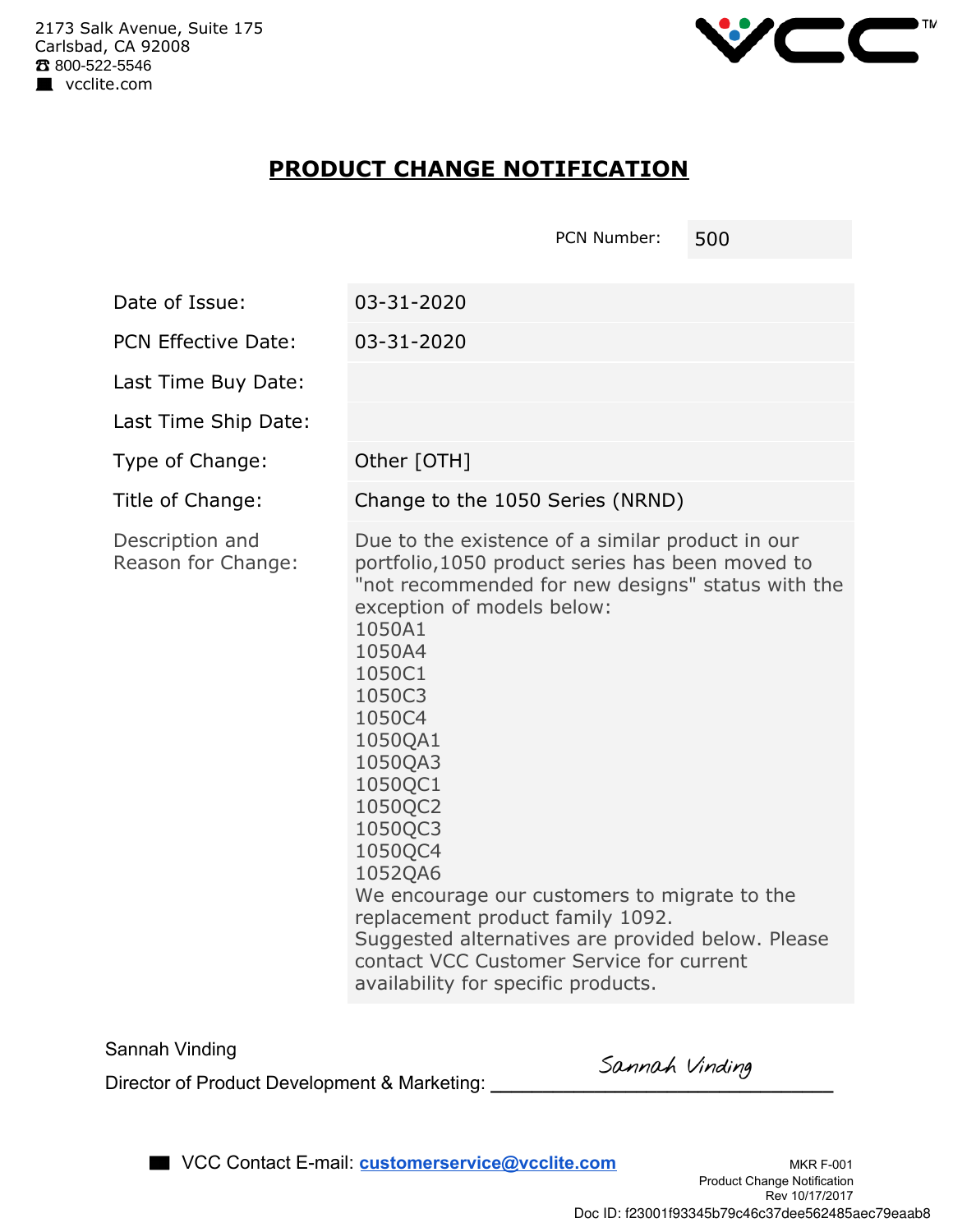2173 Salk Avenue, Suite 175
Carlsbad, CA 92008
☎ 800-522-5546
vcclite.com

# PRODUCT CHANGE NOTIFICATION

| PCN Number: | 500 |
|---|---|

| Field | Details |
|---|---|
| Date of Issue: | 03-31-2020 |
| PCN Effective Date: | 03-31-2020 |
| Last Time Buy Date: | |
| Last Time Ship Date: | |
| Type of Change: | Other [OTH] |
| Title of Change: | Change to the 1050 Series (NRND) |
| Description and Reason for Change: | Due to the existence of a similar product in our portfolio,1050 product series has been moved to "not recommended for new designs" status with the exception of models below:<br>1050A1<br>1050A4<br>1050C1<br>1050C3<br>1050C4<br>1050QA1<br>1050QA3<br>1050QC1<br>1050QC2<br>1050QC3<br>1050QC4<br>1052QA6<br>We encourage our customers to migrate to the replacement product family 1092.<br>Suggested alternatives are provided below. Please contact VCC Customer Service for current availability for specific products. |

Sannah Vinding

Director of Product Development & Marketing: Sannah Vinding

VCC Contact E-mail: customerservice@vcclite.com

MKR F-001
Product Change Notification
Rev 10/17/2017

Doc ID: f23001f93345b79c46c37dee562485aec79eaab8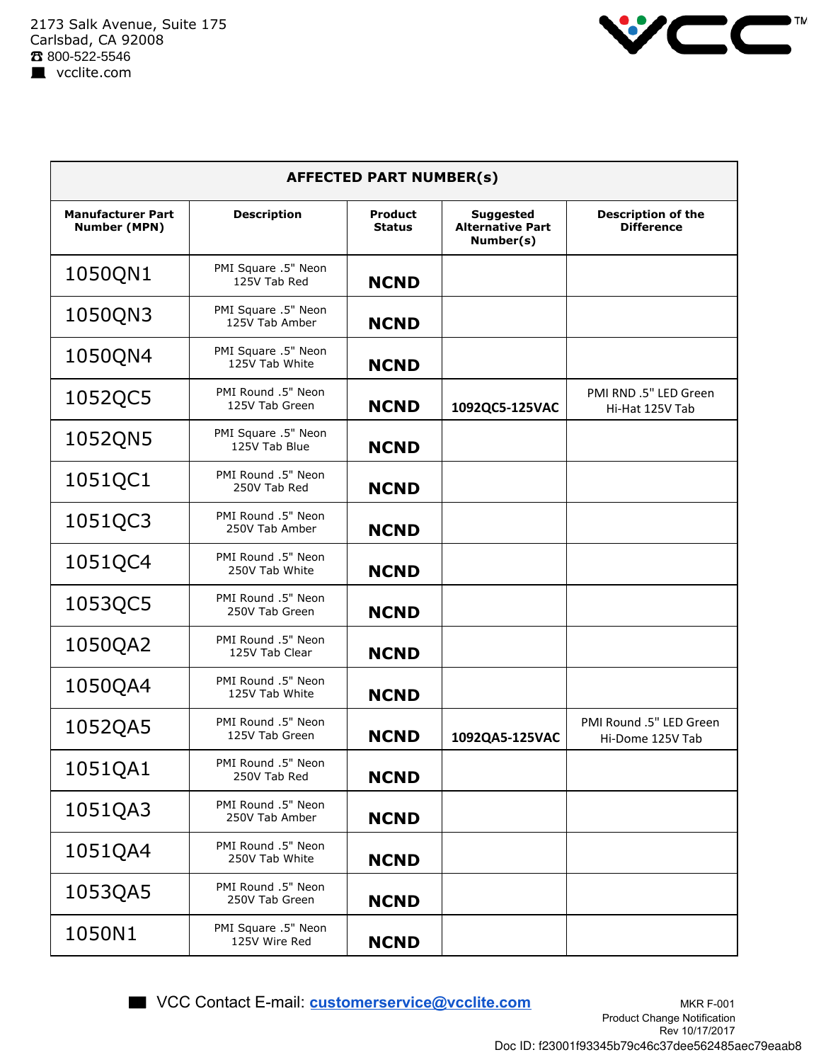2173 Salk Avenue, Suite 175
Carlsbad, CA 92008
☎ 800-522-5546
vcclite.com

| AFFECTED PART NUMBER(s) | | | | |
|---|---|---|---|---|
| **Manufacturer Part Number (MPN)** | **Description** | **Product Status** | **Suggested Alternative Part Number(s)** | **Description of the Difference** |
| 1050QN1 | PMI Square .5" Neon 125V Tab Red | **NCND** | | |
| 1050QN3 | PMI Square .5" Neon 125V Tab Amber | **NCND** | | |
| 1050QN4 | PMI Square .5" Neon 125V Tab White | **NCND** | | |
| 1052QC5 | PMI Round .5" Neon 125V Tab Green | **NCND** | **1092QC5-125VAC** | PMI RND .5" LED Green Hi-Hat 125V Tab |
| 1052QN5 | PMI Square .5" Neon 125V Tab Blue | **NCND** | | |
| 1051QC1 | PMI Round .5" Neon 250V Tab Red | **NCND** | | |
| 1051QC3 | PMI Round .5" Neon 250V Tab Amber | **NCND** | | |
| 1051QC4 | PMI Round .5" Neon 250V Tab White | **NCND** | | |
| 1053QC5 | PMI Round .5" Neon 250V Tab Green | **NCND** | | |
| 1050QA2 | PMI Round .5" Neon 125V Tab Clear | **NCND** | | |
| 1050QA4 | PMI Round .5" Neon 125V Tab White | **NCND** | | |
| 1052QA5 | PMI Round .5" Neon 125V Tab Green | **NCND** | **1092QA5-125VAC** | PMI Round .5" LED Green Hi-Dome 125V Tab |
| 1051QA1 | PMI Round .5" Neon 250V Tab Red | **NCND** | | |
| 1051QA3 | PMI Round .5" Neon 250V Tab Amber | **NCND** | | |
| 1051QA4 | PMI Round .5" Neon 250V Tab White | **NCND** | | |
| 1053QA5 | PMI Round .5" Neon 250V Tab Green | **NCND** | | |
| 1050N1 | PMI Square .5" Neon 125V Wire Red | **NCND** | | |

VCC Contact E-mail: [customerservice@vcclite.com](mailto:customerservice@vcclite.com)

MKR F-001
Product Change Notification
Rev 10/17/2017

Doc ID: f23001f93345b79c46c37dee562485aec79eaab8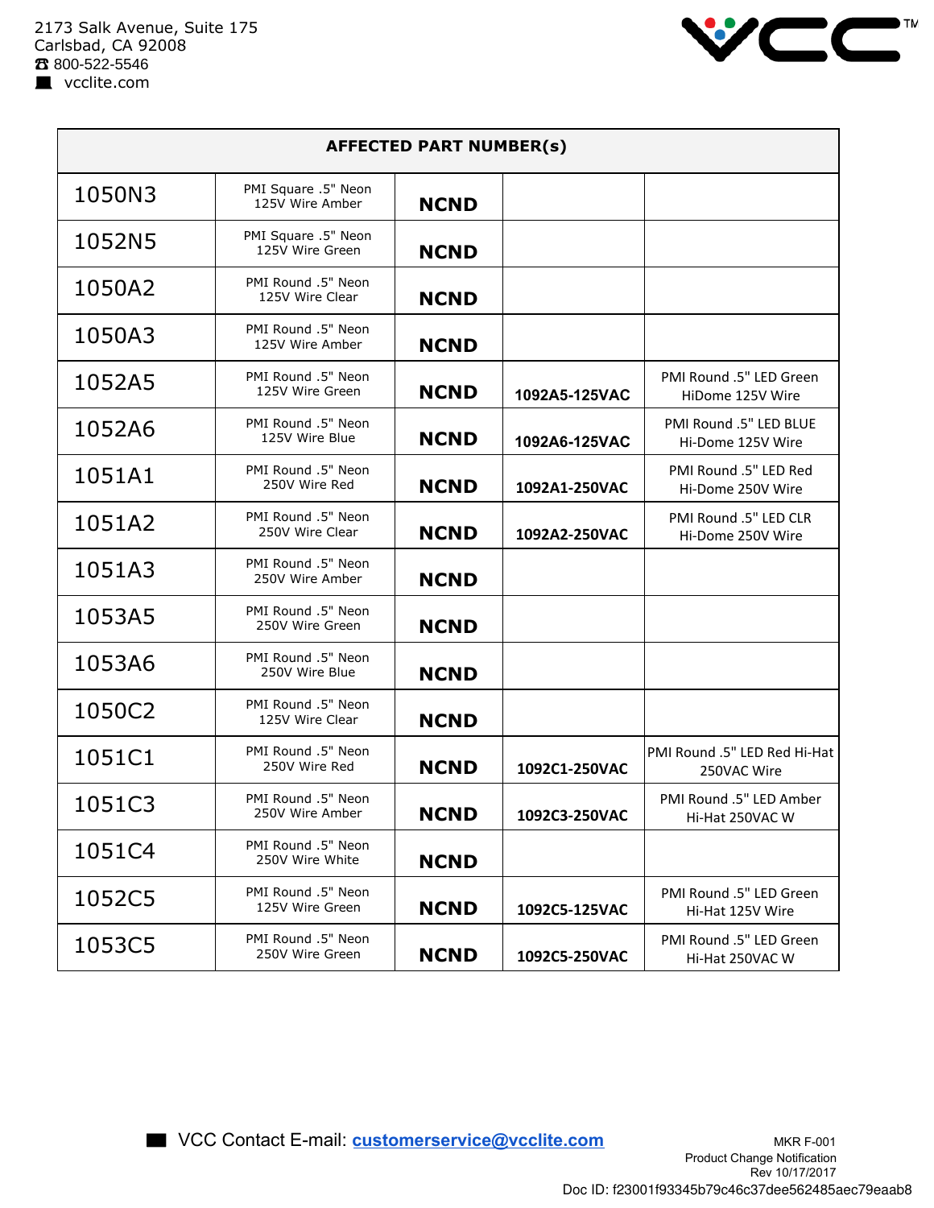2173 Salk Avenue, Suite 175
Carlsbad, CA 92008
☎ 800-522-5546
vcclite.com

| AFFECTED PART NUMBER(s) | | | | |
|---|---|---|---|---|
| 1050N3 | PMI Square .5" Neon 125V Wire Amber | **NCND** | | |
| 1052N5 | PMI Square .5" Neon 125V Wire Green | **NCND** | | |
| 1050A2 | PMI Round .5" Neon 125V Wire Clear | **NCND** | | |
| 1050A3 | PMI Round .5" Neon 125V Wire Amber | **NCND** | | |
| 1052A5 | PMI Round .5" Neon 125V Wire Green | **NCND** | **1092A5-125VAC** | PMI Round .5" LED Green HiDome 125V Wire |
| 1052A6 | PMI Round .5" Neon 125V Wire Blue | **NCND** | **1092A6-125VAC** | PMI Round .5" LED BLUE Hi-Dome 125V Wire |
| 1051A1 | PMI Round .5" Neon 250V Wire Red | **NCND** | **1092A1-250VAC** | PMI Round .5" LED Red Hi-Dome 250V Wire |
| 1051A2 | PMI Round .5" Neon 250V Wire Clear | **NCND** | **1092A2-250VAC** | PMI Round .5" LED CLR Hi-Dome 250V Wire |
| 1051A3 | PMI Round .5" Neon 250V Wire Amber | **NCND** | | |
| 1053A5 | PMI Round .5" Neon 250V Wire Green | **NCND** | | |
| 1053A6 | PMI Round .5" Neon 250V Wire Blue | **NCND** | | |
| 1050C2 | PMI Round .5" Neon 125V Wire Clear | **NCND** | | |
| 1051C1 | PMI Round .5" Neon 250V Wire Red | **NCND** | **1092C1-250VAC** | PMI Round .5" LED Red Hi-Hat 250VAC Wire |
| 1051C3 | PMI Round .5" Neon 250V Wire Amber | **NCND** | **1092C3-250VAC** | PMI Round .5" LED Amber Hi-Hat 250VAC W |
| 1051C4 | PMI Round .5" Neon 250V Wire White | **NCND** | | |
| 1052C5 | PMI Round .5" Neon 125V Wire Green | **NCND** | **1092C5-125VAC** | PMI Round .5" LED Green Hi-Hat 125V Wire |
| 1053C5 | PMI Round .5" Neon 250V Wire Green | **NCND** | **1092C5-250VAC** | PMI Round .5" LED Green Hi-Hat 250VAC W |

VCC Contact E-mail: [customerservice@vcclite.com](mailto:customerservice@vcclite.com)

MKR F-001
Product Change Notification
Rev 10/17/2017

Doc ID: f23001f93345b79c46c37dee562485aec79eaab8